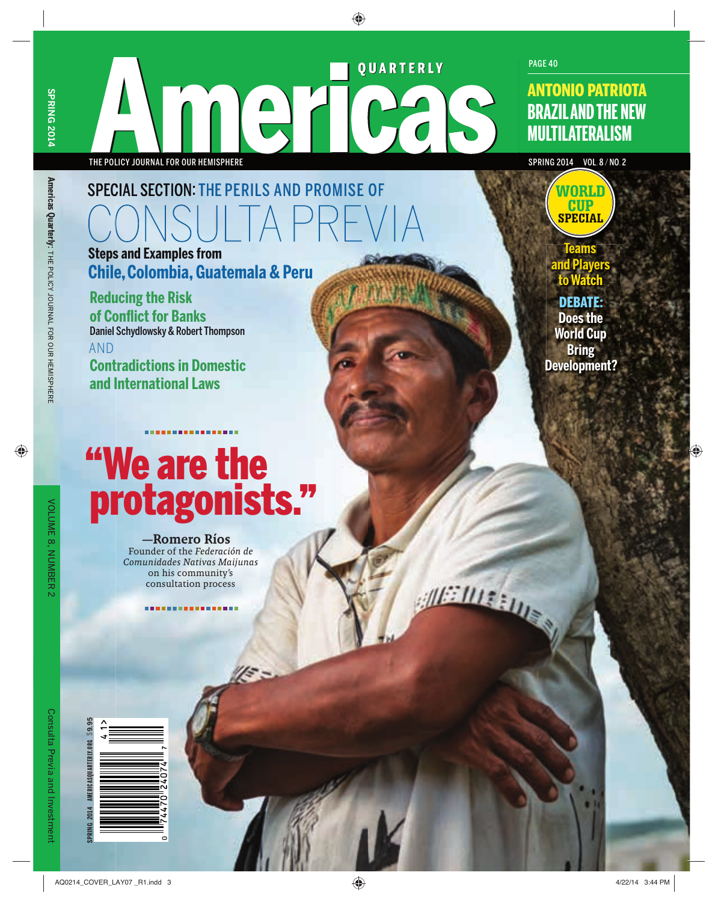# Americas Quarterly

THE POLICY JOURNAL FOR OUR HEMISPHERE

SPRING 2014 VOL. 8 / NO. 2

PAGE 40

## ANTONIO PATRIOTA BRAZIL AND THE NEW MULTILATERALISM

## SPECIAL SECTION: THE PERILS AND PROMISE OF CONSULTA PREVIA

**Steps and Examples from Chile, Colombia, Guatemala & Peru**

**Reducing the Risk of Conflict for Banks**
Daniel Schydlowsky & Robert Thompson

AND

**Contradictions in Domestic and International Laws**

## WORLD CUP SPECIAL

**Teams and Players to Watch**

**DEBATE: Does the World Cup Bring Development?**

# "We are the protagonists."

—Romero Ríos
Founder of the *Federación de Comunidades Nativas Maijunas* on his community's consultation process

SPRING 2014 AMERICASQUARTERLY.ORG $9.95

Consulta Previa and Investment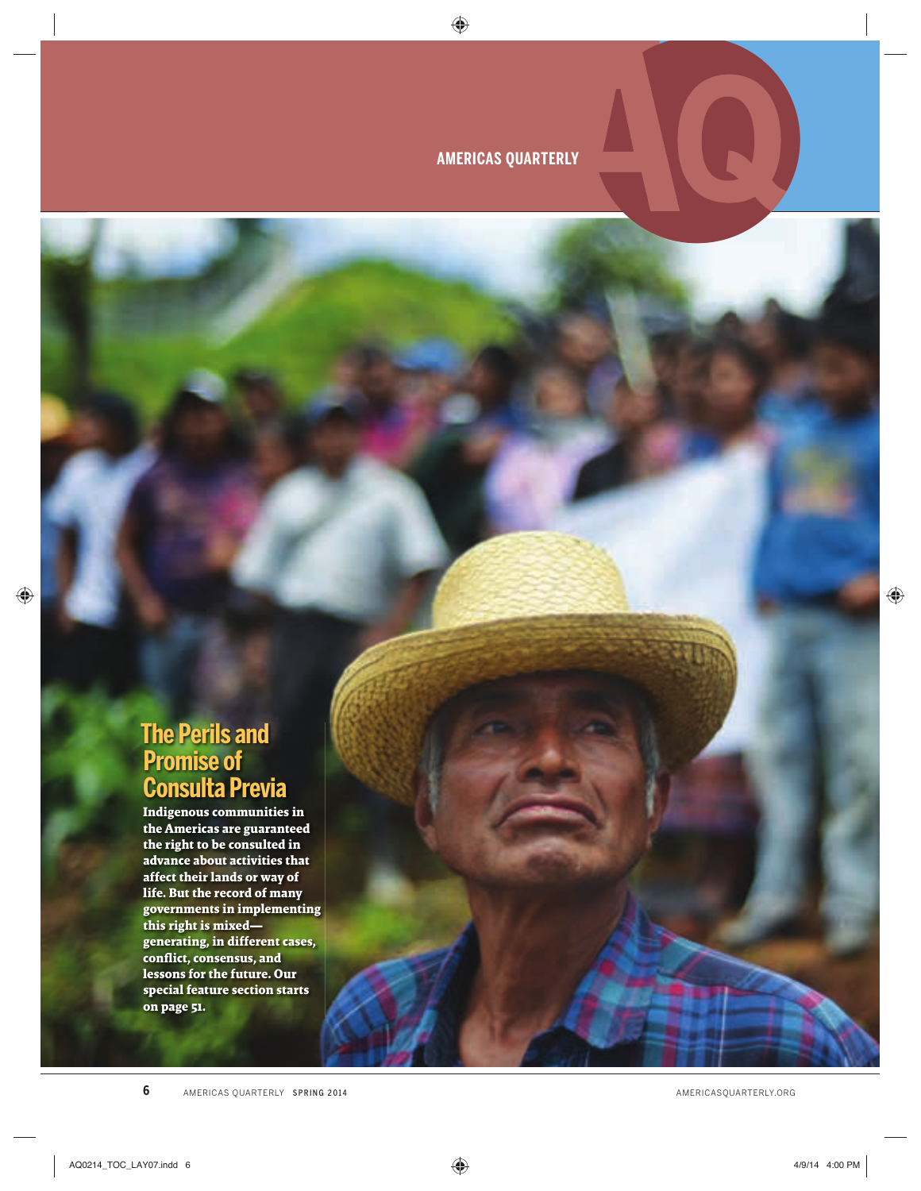## The Perils and Promise of Consulta Previa

**Indigenous communities in the Americas are guaranteed the right to be consulted in advance about activities that affect their lands or way of life. But the record of many governments in implementing this right is mixed—generating, in different cases, conflict, consensus, and lessons for the future. Our special feature section starts on page 51.**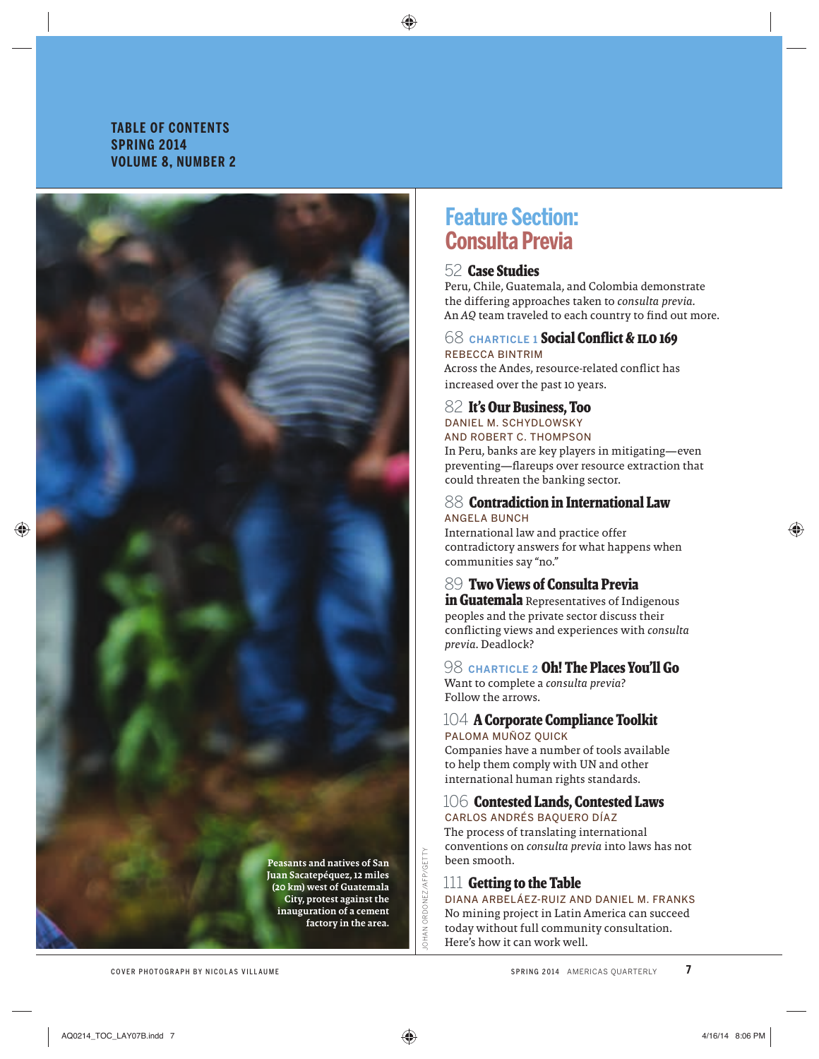**TABLE OF CONTENTS**
**SPRING 2014**
**VOLUME 8, NUMBER 2**

Peasants and natives of San Juan Sacatepéquez, 12 miles (20 km) west of Guatemala City, protest against the inauguration of a cement factory in the area.

JOHAN ORDONEZ/AFP/GETTY

# Feature Section: Consulta Previa

### 52 Case Studies

Peru, Chile, Guatemala, and Colombia demonstrate the differing approaches taken to *consulta previa.* An *AQ* team traveled to each country to find out more.

### 68 CHARTICLE 1 Social Conflict & ILO 169

REBECCA BINTRIM

Across the Andes, resource-related conflict has increased over the past 10 years.

### 82 It's Our Business, Too

DANIEL M. SCHYDLOWSKY AND ROBERT C. THOMPSON

In Peru, banks are key players in mitigating—even preventing—flareups over resource extraction that could threaten the banking sector.

### 88 Contradiction in International Law

ANGELA BUNCH

International law and practice offer contradictory answers for what happens when communities say "no."

### 89 Two Views of Consulta Previa in Guatemala

Representatives of Indigenous peoples and the private sector discuss their conflicting views and experiences with *consulta previa*. Deadlock?

### 98 CHARTICLE 2 Oh! The Places You'll Go

Want to complete a *consulta previa?* Follow the arrows.

### 104 A Corporate Compliance Toolkit

PALOMA MUÑOZ QUICK

Companies have a number of tools available to help them comply with UN and other international human rights standards.

### 106 Contested Lands, Contested Laws

CARLOS ANDRÉS BAQUERO DÍAZ

The process of translating international conventions on *consulta previa* into laws has not been smooth.

### 111 Getting to the Table

DIANA ARBELÁEZ-RUIZ AND DANIEL M. FRANKS

No mining project in Latin America can succeed today without full community consultation. Here's how it can work well.

COVER PHOTOGRAPH BY NICOLAS VILLAUME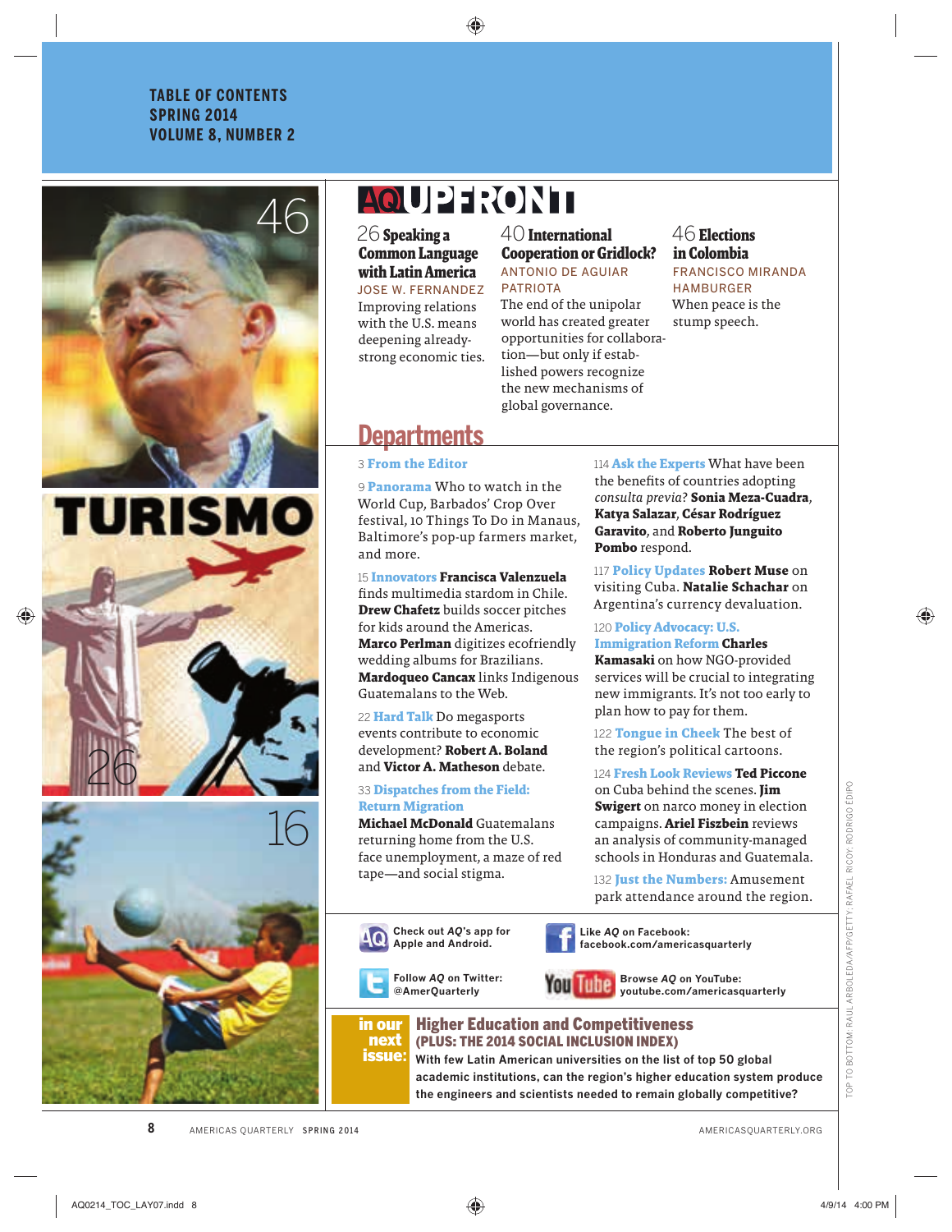TABLE OF CONTENTS
SPRING 2014
VOLUME 8, NUMBER 2

# AQ UPFRONT

**26 Speaking a Common Language with Latin America**
JOSE W. FERNANDEZ
Improving relations with the U.S. means deepening already-strong economic ties.

**40 International Cooperation or Gridlock?**
ANTONIO DE AGUIAR PATRIOTA
The end of the unipolar world has created greater opportunities for collaboration—but only if established powers recognize the new mechanisms of global governance.

**46 Elections in Colombia**
FRANCISCO MIRANDA HAMBURGER
When peace is the stump speech.

## Departments

3 **From the Editor**

9 **Panorama** Who to watch in the World Cup, Barbados' Crop Over festival, 10 Things To Do in Manaus, Baltimore's pop-up farmers market, and more.

15 **Innovators** **Francisca Valenzuela** finds multimedia stardom in Chile. **Drew Chafetz** builds soccer pitches for kids around the Americas. **Marco Perlman** digitizes ecofriendly wedding albums for Brazilians. **Mardoqueo Cancax** links Indigenous Guatemalans to the Web.

22 **Hard Talk** Do megasports events contribute to economic development? **Robert A. Boland** and **Victor A. Matheson** debate.

33 **Dispatches from the Field: Return Migration**
**Michael McDonald** Guatemalans returning home from the U.S. face unemployment, a maze of red tape—and social stigma.

114 **Ask the Experts** What have been the benefits of countries adopting *consulta previa*? **Sonia Meza-Cuadra**, **Katya Salazar**, **César Rodríguez Garavito**, and **Roberto Junguito Pombo** respond.

117 **Policy Updates** **Robert Muse** on visiting Cuba. **Natalie Schachar** on Argentina's currency devaluation.

120 **Policy Advocacy: U.S. Immigration Reform** **Charles Kamasaki** on how NGO-provided services will be crucial to integrating new immigrants. It's not too early to plan how to pay for them.

122 **Tongue in Cheek** The best of the region's political cartoons.

124 **Fresh Look Reviews** **Ted Piccone** on Cuba behind the scenes. **Jim Swigert** on narco money in election campaigns. **Ariel Fiszbein** reviews an analysis of community-managed schools in Honduras and Guatemala.

132 **Just the Numbers:** Amusement park attendance around the region.

Check out *AQ*'s app for Apple and Android.

Like *AQ* on Facebook: facebook.com/americasquarterly

Follow *AQ* on Twitter: @AmerQuarterly

Browse *AQ* on YouTube: youtube.com/americasquarterly

**in our next issue:**
**Higher Education and Competitiveness**
**(PLUS: THE 2014 SOCIAL INCLUSION INDEX)**
With few Latin American universities on the list of top 50 global academic institutions, can the region's higher education system produce the engineers and scientists needed to remain globally competitive?

TOP TO BOTTOM: RAUL ARBOLEDA/AFP/GETTY; RAFAEL RICOY; RODRIGO ÉDIPO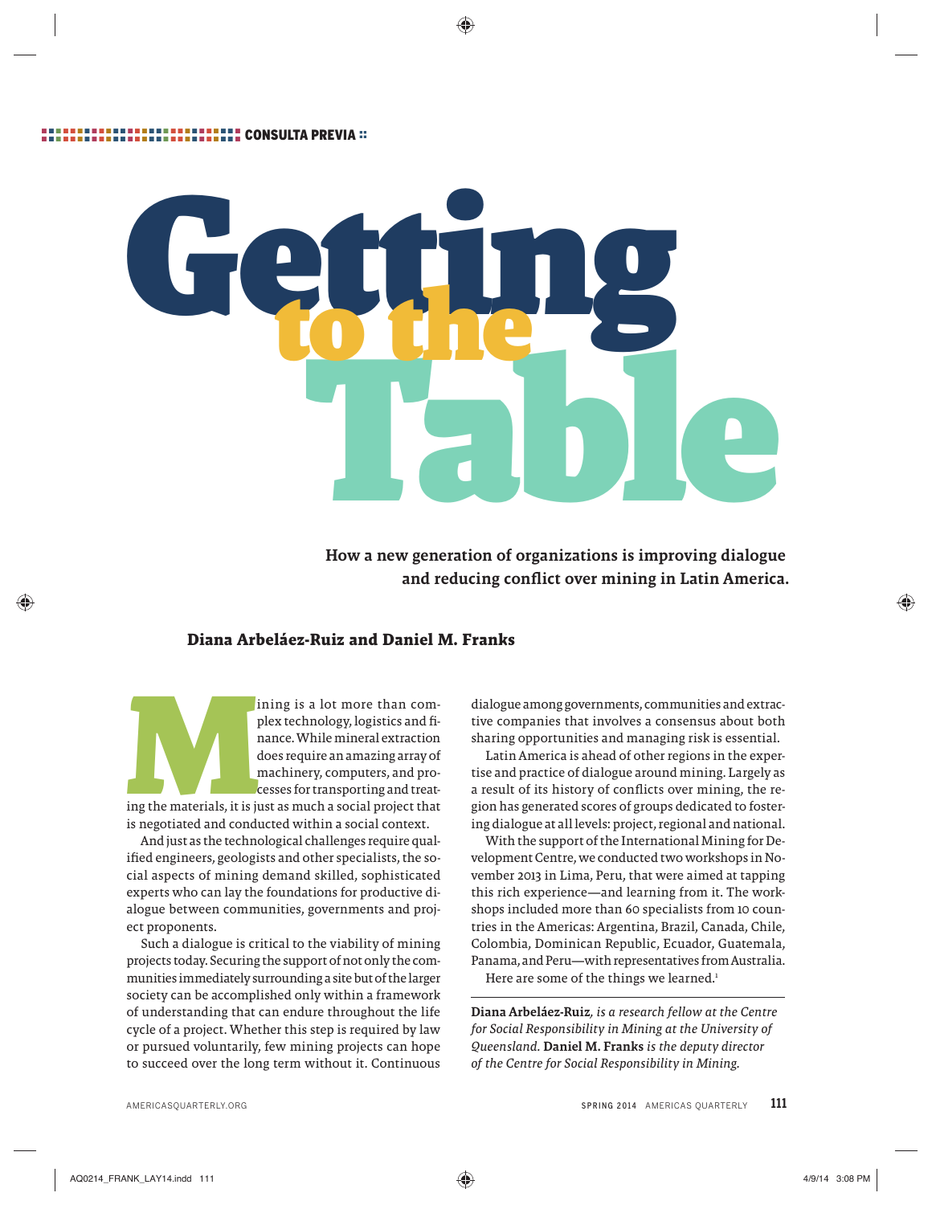CONSULTA PREVIA

# Getting to the Table

**How a new generation of organizations is improving dialogue and reducing conflict over mining in Latin America.**

**Diana Arbeláez-Ruiz and Daniel M. Franks**

Mining is a lot more than complex technology, logistics and finance. While mineral extraction does require an amazing array of machinery, computers, and processes for transporting and treating the materials, it is just as much a social project that is negotiated and conducted within a social context.

And just as the technological challenges require qualified engineers, geologists and other specialists, the social aspects of mining demand skilled, sophisticated experts who can lay the foundations for productive dialogue between communities, governments and project proponents.

Such a dialogue is critical to the viability of mining projects today. Securing the support of not only the communities immediately surrounding a site but of the larger society can be accomplished only within a framework of understanding that can endure throughout the life cycle of a project. Whether this step is required by law or pursued voluntarily, few mining projects can hope to succeed over the long term without it. Continuous dialogue among governments, communities and extractive companies that involves a consensus about both sharing opportunities and managing risk is essential.

Latin America is ahead of other regions in the expertise and practice of dialogue around mining. Largely as a result of its history of conflicts over mining, the region has generated scores of groups dedicated to fostering dialogue at all levels: project, regional and national.

With the support of the International Mining for Development Centre, we conducted two workshops in November 2013 in Lima, Peru, that were aimed at tapping this rich experience—and learning from it. The workshops included more than 60 specialists from 10 countries in the Americas: Argentina, Brazil, Canada, Chile, Colombia, Dominican Republic, Ecuador, Guatemala, Panama, and Peru—with representatives from Australia.

Here are some of the things we learned.[1]

---

***Diana Arbeláez-Ruiz**, is a research fellow at the Centre for Social Responsibility in Mining at the University of Queensland. **Daniel M. Franks** is the deputy director of the Centre for Social Responsibility in Mining.*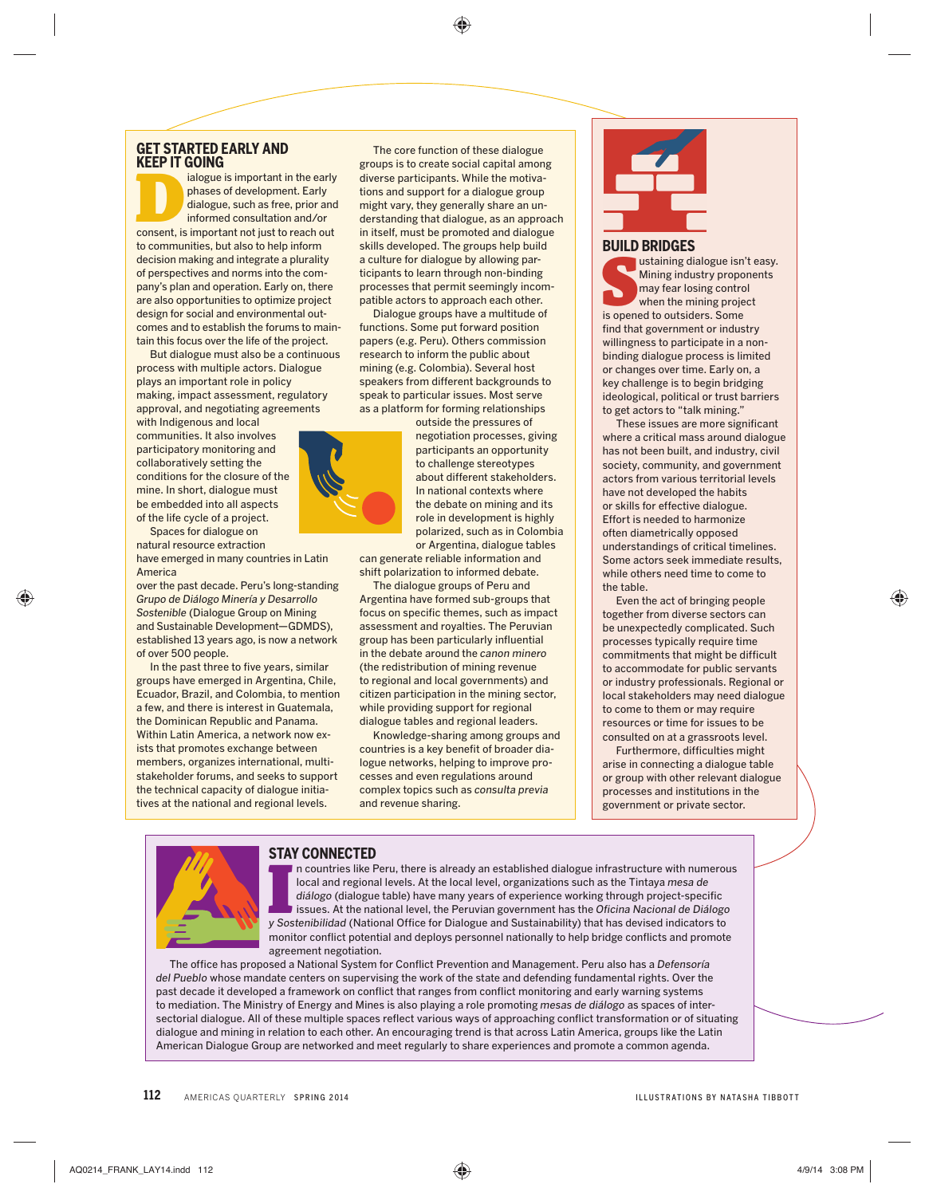## GET STARTED EARLY AND KEEP IT GOING

Dialogue is important in the early phases of development. Early dialogue, such as free, prior and informed consultation and/or consent, is important not just to reach out to communities, but also to help inform decision making and integrate a plurality of perspectives and norms into the company's plan and operation. Early on, there are also opportunities to optimize project design for social and environmental outcomes and to establish the forums to maintain this focus over the life of the project.

But dialogue must also be a continuous process with multiple actors. Dialogue plays an important role in policy making, impact assessment, regulatory approval, and negotiating agreements with Indigenous and local communities. It also involves participatory monitoring and collaboratively setting the conditions for the closure of the mine. In short, dialogue must be embedded into all aspects of the life cycle of a project.

Spaces for dialogue on natural resource extraction have emerged in many countries in Latin America over the past decade. Peru's long-standing *Grupo de Diálogo Minería y Desarrollo Sostenible* (Dialogue Group on Mining and Sustainable Development—GDMDS), established 13 years ago, is now a network of over 500 people.

In the past three to five years, similar groups have emerged in Argentina, Chile, Ecuador, Brazil, and Colombia, to mention a few, and there is interest in Guatemala, the Dominican Republic and Panama. Within Latin America, a network now exists that promotes exchange between members, organizes international, multi-stakeholder forums, and seeks to support the technical capacity of dialogue initiatives at the national and regional levels.

The core function of these dialogue groups is to create social capital among diverse participants. While the motivations and support for a dialogue group might vary, they generally share an understanding that dialogue, as an approach in itself, must be promoted and dialogue skills developed. The groups help build a culture for dialogue by allowing participants to learn through non-binding processes that permit seemingly incompatible actors to approach each other.

Dialogue groups have a multitude of functions. Some put forward position papers (e.g. Peru). Others commission research to inform the public about mining (e.g. Colombia). Several host speakers from different backgrounds to speak to particular issues. Most serve as a platform for forming relationships outside the pressures of negotiation processes, giving participants an opportunity to challenge stereotypes about different stakeholders. In national contexts where the debate on mining and its role in development is highly polarized, such as in Colombia or Argentina, dialogue tables can generate reliable information and shift polarization to informed debate.

The dialogue groups of Peru and Argentina have formed sub-groups that focus on specific themes, such as impact assessment and royalties. The Peruvian group has been particularly influential in the debate around the *canon minero* (the redistribution of mining revenue to regional and local governments) and citizen participation in the mining sector, while providing support for regional dialogue tables and regional leaders.

Knowledge-sharing among groups and countries is a key benefit of broader dialogue networks, helping to improve processes and even regulations around complex topics such as *consulta previa* and revenue sharing.

## BUILD BRIDGES

Sustaining dialogue isn't easy. Mining industry proponents may fear losing control when the mining project is opened to outsiders. Some find that government or industry willingness to participate in a non-binding dialogue process is limited or changes over time. Early on, a key challenge is to begin bridging ideological, political or trust barriers to get actors to "talk mining."

These issues are more significant where a critical mass around dialogue has not been built, and industry, civil society, community, and government actors from various territorial levels have not developed the habits or skills for effective dialogue. Effort is needed to harmonize often diametrically opposed understandings of critical timelines. Some actors seek immediate results, while others need time to come to the table.

Even the act of bringing people together from diverse sectors can be unexpectedly complicated. Such processes typically require time commitments that might be difficult to accommodate for public servants or industry professionals. Regional or local stakeholders may need dialogue to come to them or may require resources or time for issues to be consulted on at a grassroots level.

Furthermore, difficulties might arise in connecting a dialogue table or group with other relevant dialogue processes and institutions in the government or private sector.

## STAY CONNECTED

In countries like Peru, there is already an established dialogue infrastructure with numerous local and regional levels. At the local level, organizations such as the Tintaya *mesa de diálogo* (dialogue table) have many years of experience working through project-specific issues. At the national level, the Peruvian government has the *Oficina Nacional de Diálogo y Sostenibilidad* (National Office for Dialogue and Sustainability) that has devised indicators to monitor conflict potential and deploys personnel nationally to help bridge conflicts and promote agreement negotiation.

The office has proposed a National System for Conflict Prevention and Management. Peru also has a *Defensoría del Pueblo* whose mandate centers on supervising the work of the state and defending fundamental rights. Over the past decade it developed a framework on conflict that ranges from conflict monitoring and early warning systems to mediation. The Ministry of Energy and Mines is also playing a role promoting *mesas de diálogo* as spaces of inter-sectorial dialogue. All of these multiple spaces reflect various ways of approaching conflict transformation or of situating dialogue and mining in relation to each other. An encouraging trend is that across Latin America, groups like the Latin American Dialogue Group are networked and meet regularly to share experiences and promote a common agenda.

ILLUSTRATIONS BY NATASHA TIBBOTT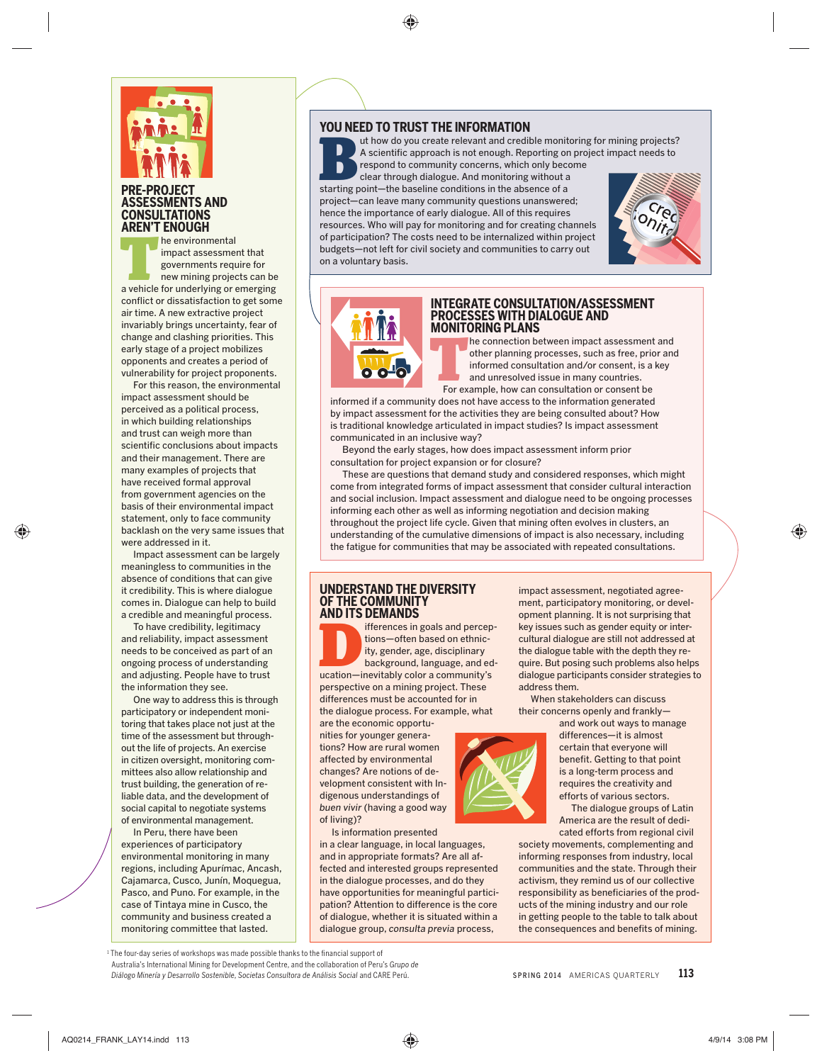## PRE-PROJECT ASSESSMENTS AND CONSULTATIONS AREN'T ENOUGH

The environmental impact assessment that governments require for new mining projects can be a vehicle for underlying or emerging conflict or dissatisfaction to get some air time. A new extractive project invariably brings uncertainty, fear of change and clashing priorities. This early stage of a project mobilizes opponents and creates a period of vulnerability for project proponents.

For this reason, the environmental impact assessment should be perceived as a political process, in which building relationships and trust can weigh more than scientific conclusions about impacts and their management. There are many examples of projects that have received formal approval from government agencies on the basis of their environmental impact statement, only to face community backlash on the very same issues that were addressed in it.

Impact assessment can be largely meaningless to communities in the absence of conditions that can give it credibility. This is where dialogue comes in. Dialogue can help to build a credible and meaningful process.

To have credibility, legitimacy and reliability, impact assessment needs to be conceived as part of an ongoing process of understanding and adjusting. People have to trust the information they see.

One way to address this is through participatory or independent monitoring that takes place not just at the time of the assessment but throughout the life of projects. An exercise in citizen oversight, monitoring committees also allow relationship and trust building, the generation of reliable data, and the development of social capital to negotiate systems of environmental management.

In Peru, there have been experiences of participatory environmental monitoring in many regions, including Apurímac, Ancash, Cajamarca, Cusco, Junín, Moquegua, Pasco, and Puno. For example, in the case of Tintaya mine in Cusco, the community and business created a monitoring committee that lasted.

## YOU NEED TO TRUST THE INFORMATION

But how do you create relevant and credible monitoring for mining projects? A scientific approach is not enough. Reporting on project impact needs to respond to community concerns, which only become clear through dialogue. And monitoring without a starting point—the baseline conditions in the absence of a project—can leave many community questions unanswered; hence the importance of early dialogue. All of this requires resources. Who will pay for monitoring and for creating channels of participation? The costs need to be internalized within project budgets—not left for civil society and communities to carry out on a voluntary basis.

## INTEGRATE CONSULTATION/ASSESSMENT PROCESSES WITH DIALOGUE AND MONITORING PLANS

The connection between impact assessment and other planning processes, such as free, prior and informed consultation and/or consent, is a key and unresolved issue in many countries.

For example, how can consultation or consent be informed if a community does not have access to the information generated by impact assessment for the activities they are being consulted about? How is traditional knowledge articulated in impact studies? Is impact assessment communicated in an inclusive way?

Beyond the early stages, how does impact assessment inform prior consultation for project expansion or for closure?

These are questions that demand study and considered responses, which might come from integrated forms of impact assessment that consider cultural interaction and social inclusion. Impact assessment and dialogue need to be ongoing processes informing each other as well as informing negotiation and decision making throughout the project life cycle. Given that mining often evolves in clusters, an understanding of the cumulative dimensions of impact is also necessary, including the fatigue for communities that may be associated with repeated consultations.

## UNDERSTAND THE DIVERSITY OF THE COMMUNITY AND ITS DEMANDS

Differences in goals and perceptions—often based on ethnicity, gender, age, disciplinary background, language, and education—inevitably color a community's perspective on a mining project. These differences must be accounted for in the dialogue process. For example, what are the economic opportunities for younger generations? How are rural women affected by environmental changes? Are notions of development consistent with Indigenous understandings of *buen vivir* (having a good way of living)?

Is information presented in a clear language, in local languages, and in appropriate formats? Are all affected and interested groups represented in the dialogue processes, and do they have opportunities for meaningful participation? Attention to difference is the core of dialogue, whether it is situated within a dialogue group, *consulta previa* process, impact assessment, negotiated agreement, participatory monitoring, or development planning. It is not surprising that key issues such as gender equity or intercultural dialogue are still not addressed at the dialogue table with the depth they require. But posing such problems also helps dialogue participants consider strategies to address them.

When stakeholders can discuss their concerns openly and frankly—and work out ways to manage differences—it is almost certain that everyone will benefit. Getting to that point is a long-term process and requires the creativity and efforts of various sectors.

The dialogue groups of Latin America are the result of dedicated efforts from regional civil society movements, complementing and informing responses from industry, local communities and the state. Through their activism, they remind us of our collective responsibility as beneficiaries of the products of the mining industry and our role in getting people to the table to talk about the consequences and benefits of mining.

[1] The four-day series of workshops was made possible thanks to the financial support of Australia's International Mining for Development Centre, and the collaboration of Peru's *Grupo de Diálogo Minería y Desarrollo Sostenible, Societas Consultora de Análisis Social* and CARE Perú.